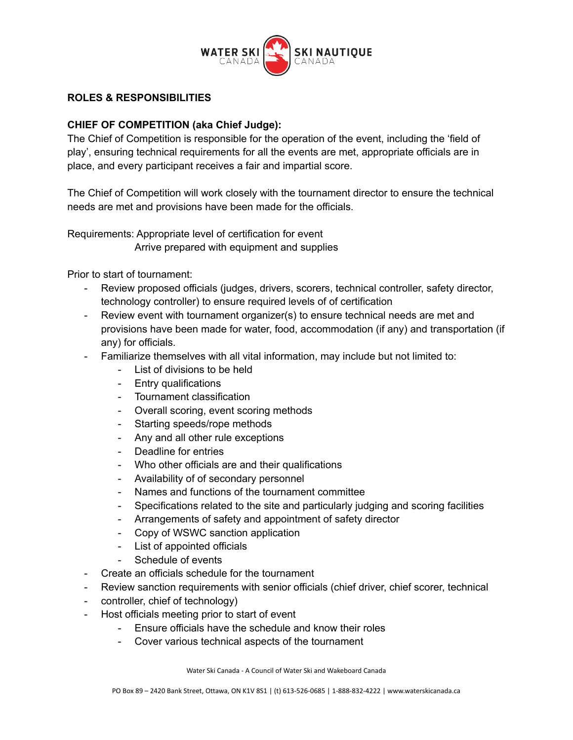## ROLES & RESPONSIBILITIES

### CHIEF OF COMPETITION (aka Chief Judge):

The Chief of Competition is responsible for the operation of the event, including the 'field of play', ensuring technical requirements for all the events are met, appropriate officials are in place, and every participant receives a fair and impartial score.

The Chief of Competition will work closely with the tournament director to ensure the technical needs are met and provisions have been made for the officials.

Requirements: Appropriate level of certification for event
Arrive prepared with equipment and supplies

Prior to start of tournament:

- Review proposed officials (judges, drivers, scorers, technical controller, safety director, technology controller) to ensure required levels of of certification
- Review event with tournament organizer(s) to ensure technical needs are met and provisions have been made for water, food, accommodation (if any) and transportation (if any) for officials.
- Familiarize themselves with all vital information, may include but not limited to:
    - List of divisions to be held
    - Entry qualifications
    - Tournament classification
    - Overall scoring, event scoring methods
    - Starting speeds/rope methods
    - Any and all other rule exceptions
    - Deadline for entries
    - Who other officials are and their qualifications
    - Availability of of secondary personnel
    - Names and functions of the tournament committee
    - Specifications related to the site and particularly judging and scoring facilities
    - Arrangements of safety and appointment of safety director
    - Copy of WSWC sanction application
    - List of appointed officials
    - Schedule of events
- Create an officials schedule for the tournament
- Review sanction requirements with senior officials (chief driver, chief scorer, technical
- controller, chief of technology)
- Host officials meeting prior to start of event
    - Ensure officials have the schedule and know their roles
    - Cover various technical aspects of the tournament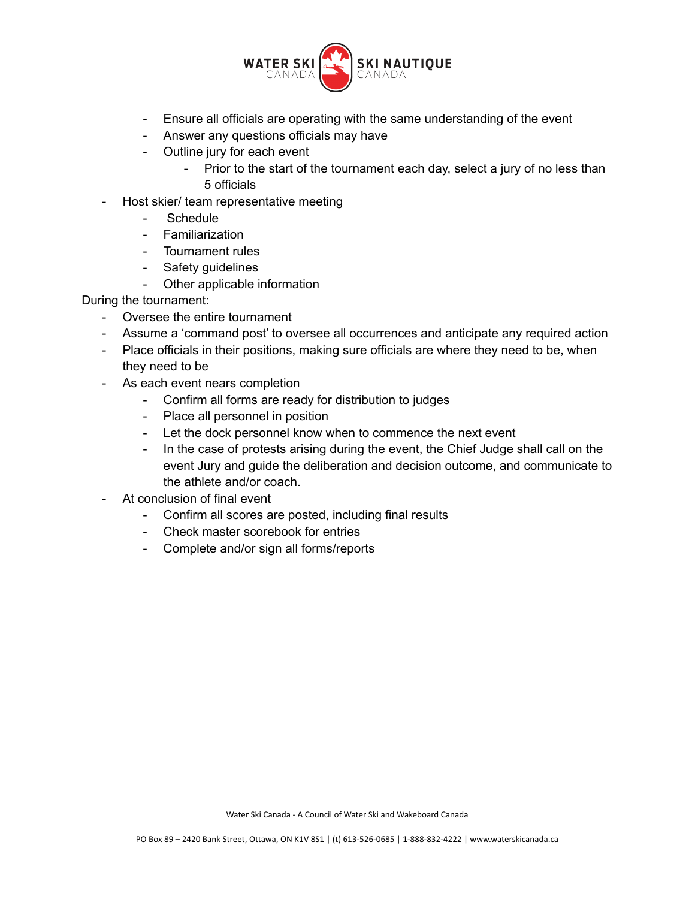- Ensure all officials are operating with the same understanding of the event
    - Answer any questions officials may have
    - Outline jury for each event
        - Prior to the start of the tournament each day, select a jury of no less than 5 officials
- Host skier/ team representative meeting
    - Schedule
    - Familiarization
    - Tournament rules
    - Safety guidelines
    - Other applicable information

During the tournament:

- Oversee the entire tournament
- Assume a 'command post' to oversee all occurrences and anticipate any required action
- Place officials in their positions, making sure officials are where they need to be, when they need to be
- As each event nears completion
    - Confirm all forms are ready for distribution to judges
    - Place all personnel in position
    - Let the dock personnel know when to commence the next event
    - In the case of protests arising during the event, the Chief Judge shall call on the event Jury and guide the deliberation and decision outcome, and communicate to the athlete and/or coach.
- At conclusion of final event
    - Confirm all scores are posted, including final results
    - Check master scorebook for entries
    - Complete and/or sign all forms/reports